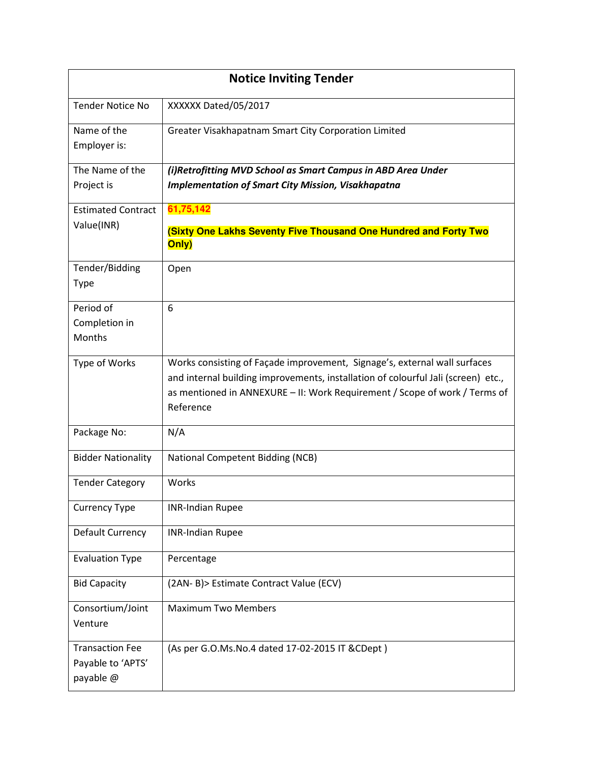| Notice Inviting Tender | |
|---|---|
| Tender Notice No | XXXXXX Dated/05/2017 |
| Name of the Employer is: | Greater Visakhapatnam Smart City Corporation Limited |
| The Name of the Project is | ***(i)Retrofitting MVD School as Smart Campus in ABD Area Under Implementation of Smart City Mission, Visakhapatna*** |
| Estimated Contract Value(INR) | **61,75,142** <br> **(Sixty One Lakhs Seventy Five Thousand One Hundred and Forty Two Only)** |
| Tender/Bidding Type | Open |
| Period of Completion in Months | 6 |
| Type of Works | Works consisting of Façade improvement, Signage's, external wall surfaces and internal building improvements, installation of colourful Jali (screen) etc., as mentioned in ANNEXURE – II: Work Requirement / Scope of work / Terms of Reference |
| Package No: | N/A |
| Bidder Nationality | National Competent Bidding (NCB) |
| Tender Category | Works |
| Currency Type | INR-Indian Rupee |
| Default Currency | INR-Indian Rupee |
| Evaluation Type | Percentage |
| Bid Capacity | (2AN- B)> Estimate Contract Value (ECV) |
| Consortium/Joint Venture | Maximum Two Members |
| Transaction Fee Payable to 'APTS' payable @ | (As per G.O.Ms.No.4 dated 17-02-2015 IT &CDept ) |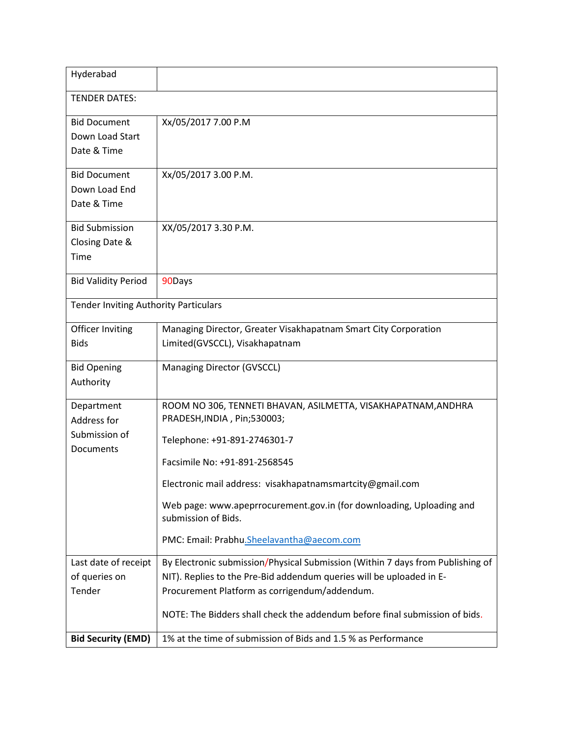| Hyderabad | |
|---|---|
| TENDER DATES: | |
| Bid Document Down Load Start Date & Time | Xx/05/2017 7.00 P.M |
| Bid Document Down Load End Date & Time | Xx/05/2017 3.00 P.M. |
| Bid Submission Closing Date & Time | XX/05/2017 3.30 P.M. |
| Bid Validity Period | 90Days |
| Tender Inviting Authority Particulars | |
| Officer Inviting Bids | Managing Director, Greater Visakhapatnam Smart City Corporation Limited(GVSCCL), Visakhapatnam |
| Bid Opening Authority | Managing Director (GVSCCL) |
| Department Address for Submission of Documents | ROOM NO 306, TENNETI BHAVAN, ASILMETTA, VISAKHAPATNAM,ANDHRA PRADESH,INDIA , Pin;530003;<br><br>Telephone: +91-891-2746301-7<br><br>Facsimile No: +91-891-2568545<br><br>Electronic mail address: visakhapatnamsmartcity@gmail.com<br><br>Web page: www.apeprrocurement.gov.in (for downloading, Uploading and submission of Bids.<br><br>PMC: Email: Prabhu.Sheelavantha@aecom.com |
| Last date of receipt of queries on Tender | By Electronic submission/Physical Submission (Within 7 days from Publishing of NIT). Replies to the Pre-Bid addendum queries will be uploaded in E-Procurement Platform as corrigendum/addendum.<br><br>NOTE: The Bidders shall check the addendum before final submission of bids. |
| **Bid Security (EMD)** | 1% at the time of submission of Bids and 1.5 % as Performance |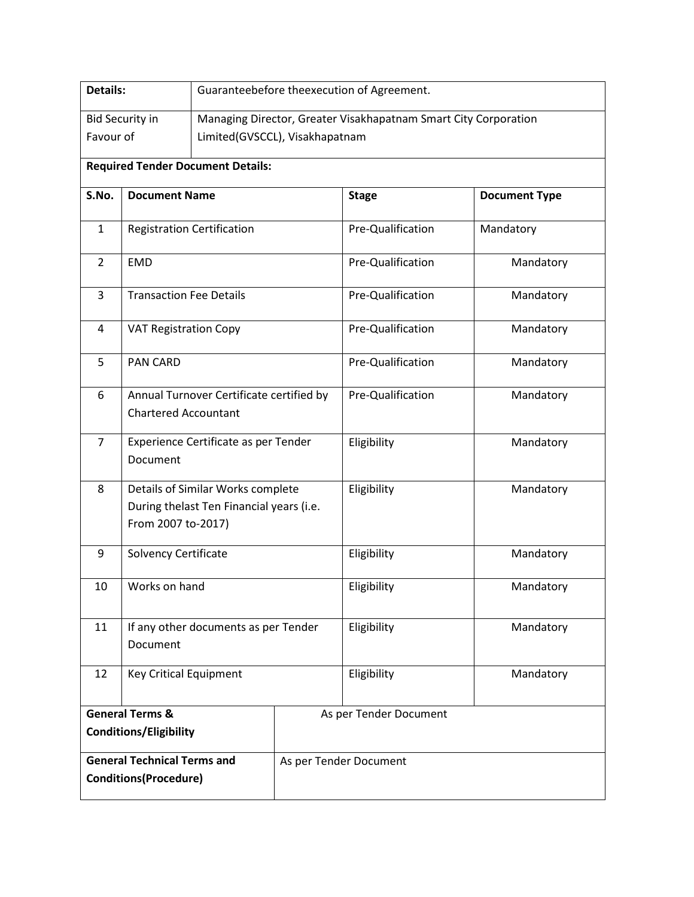| Details: | Guaranteebefore theexecution of Agreement. |
|---|---|
| Bid Security in Favour of | Managing Director, Greater Visakhapatnam Smart City Corporation Limited(GVSCCL), Visakhapatnam |

**Required Tender Document Details:**

| S.No. | Document Name | Stage | Document Type |
|---|---|---|---|
| 1 | Registration Certification | Pre-Qualification | Mandatory |
| 2 | EMD | Pre-Qualification | Mandatory |
| 3 | Transaction Fee Details | Pre-Qualification | Mandatory |
| 4 | VAT Registration Copy | Pre-Qualification | Mandatory |
| 5 | PAN CARD | Pre-Qualification | Mandatory |
| 6 | Annual Turnover Certificate certified by Chartered Accountant | Pre-Qualification | Mandatory |
| 7 | Experience Certificate as per Tender Document | Eligibility | Mandatory |
| 8 | Details of Similar Works complete During thelast Ten Financial years (i.e. From 2007 to-2017) | Eligibility | Mandatory |
| 9 | Solvency Certificate | Eligibility | Mandatory |
| 10 | Works on hand | Eligibility | Mandatory |
| 11 | If any other documents as per Tender Document | Eligibility | Mandatory |
| 12 | Key Critical Equipment | Eligibility | Mandatory |

| **General Terms & Conditions/Eligibility** | As per Tender Document |
|---|---|
| **General Technical Terms and Conditions(Procedure)** | As per Tender Document |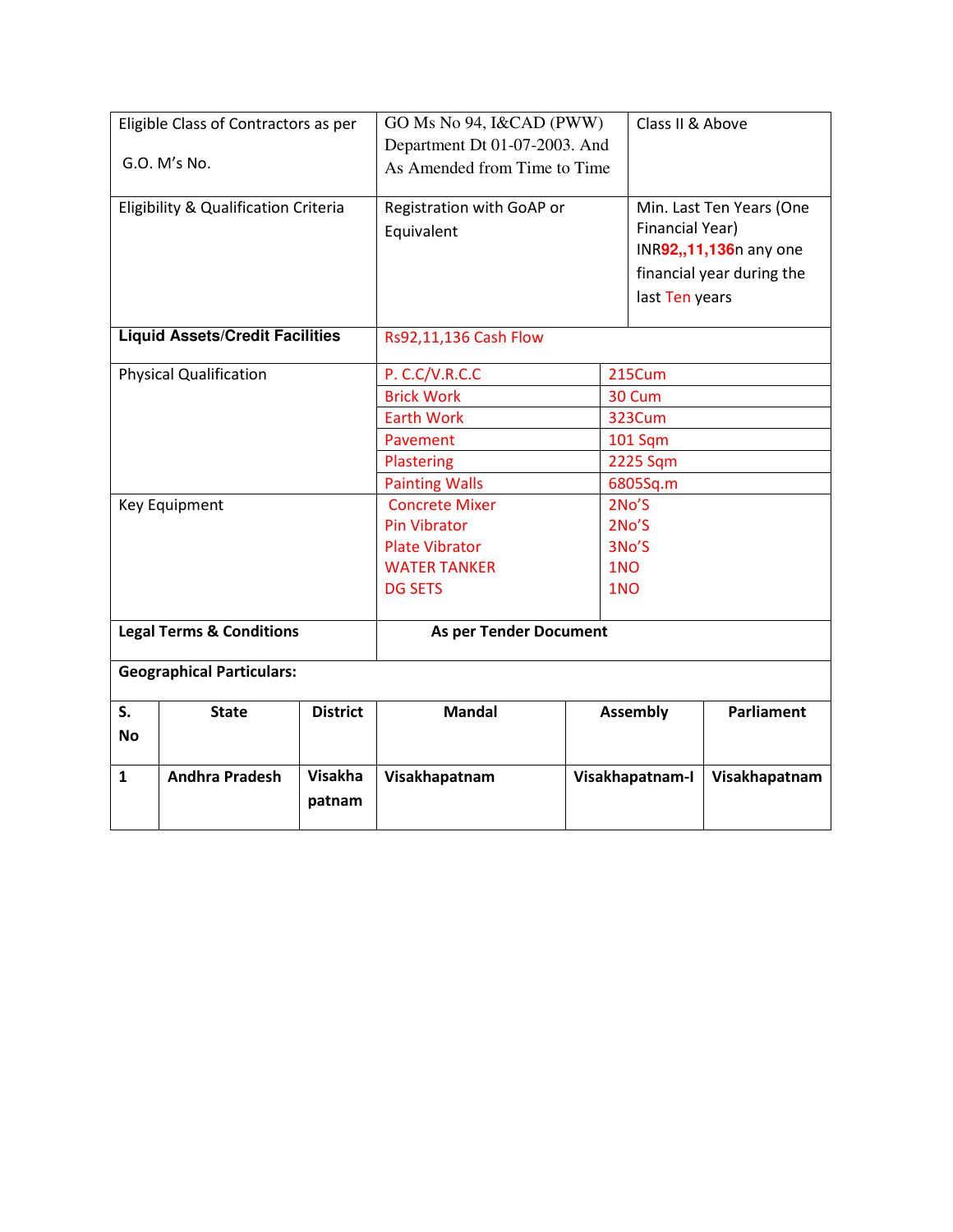| | | |
|---|---|---|
| Eligible Class of Contractors as per G.O. M's No. | GO Ms No 94, I&CAD (PWW) Department Dt 01-07-2003. And As Amended from Time to Time | Class II & Above |
| Eligibility & Qualification Criteria | Registration with GoAP or Equivalent | Min. Last Ten Years (One Financial Year) INR**92,,11,136**n any one financial year during the last Ten years |
| **Liquid Assets/Credit Facilities** | Rs92,11,136 Cash Flow | |
| Physical Qualification | P. C.C/V.R.C.C | 215Cum |
| | Brick Work | 30 Cum |
| | Earth Work | 323Cum |
| | Pavement | 101 Sqm |
| | Plastering | 2225 Sqm |
| | Painting Walls | 6805Sq.m |
| Key Equipment | Concrete Mixer<br>Pin Vibrator<br>Plate Vibrator<br>WATER TANKER<br>DG SETS | 2No'S<br>2No'S<br>3No'S<br>1NO<br>1NO |
| **Legal Terms & Conditions** | **As per Tender Document** | |

**Geographical Particulars:**

| S. No | State | District | Mandal | Assembly | Parliament |
|---|---|---|---|---|---|
| **1** | **Andhra Pradesh** | **Visakha patnam** | **Visakhapatnam** | **Visakhapatnam-I** | **Visakhapatnam** |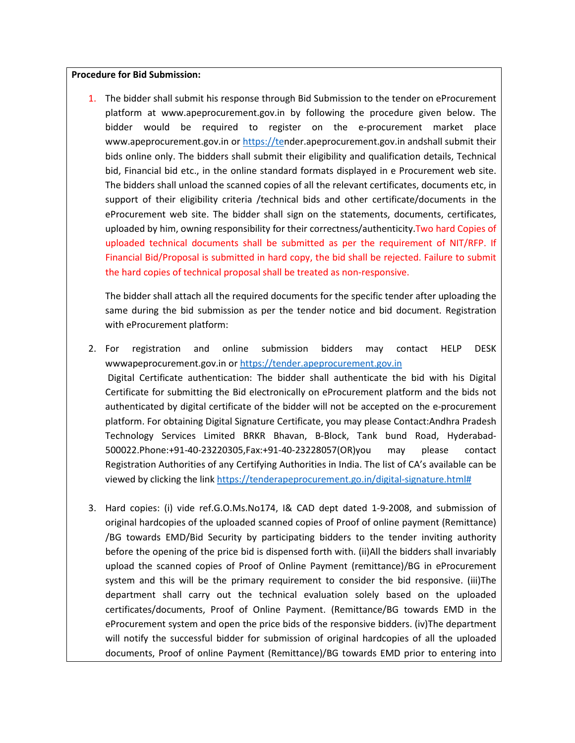**Procedure for Bid Submission:**

1. The bidder shall submit his response through Bid Submission to the tender on eProcurement platform at www.apeprocurement.gov.in by following the procedure given below. The bidder would be required to register on the e-procurement market place www.apeprocurement.gov.in or https://tender.apeprocurement.gov.in andshall submit their bids online only. The bidders shall submit their eligibility and qualification details, Technical bid, Financial bid etc., in the online standard formats displayed in e Procurement web site. The bidders shall unload the scanned copies of all the relevant certificates, documents etc, in support of their eligibility criteria /technical bids and other certificate/documents in the eProcurement web site. The bidder shall sign on the statements, documents, certificates, uploaded by him, owning responsibility for their correctness/authenticity.Two hard Copies of uploaded technical documents shall be submitted as per the requirement of NIT/RFP. If Financial Bid/Proposal is submitted in hard copy, the bid shall be rejected. Failure to submit the hard copies of technical proposal shall be treated as non-responsive.

   The bidder shall attach all the required documents for the specific tender after uploading the same during the bid submission as per the tender notice and bid document. Registration with eProcurement platform:

2. For registration and online submission bidders may contact HELP DESK wwwapeprocurement.gov.in or https://tender.apeprocurement.gov.in

   Digital Certificate authentication: The bidder shall authenticate the bid with his Digital Certificate for submitting the Bid electronically on eProcurement platform and the bids not authenticated by digital certificate of the bidder will not be accepted on the e-procurement platform. For obtaining Digital Signature Certificate, you may please Contact:Andhra Pradesh Technology Services Limited BRKR Bhavan, B-Block, Tank bund Road, Hyderabad-500022.Phone:+91-40-23220305,Fax:+91-40-23228057(OR)you may please contact Registration Authorities of any Certifying Authorities in India. The list of CA's available can be viewed by clicking the link https://tenderapeprocurement.go.in/digital-signature.html#

3. Hard copies: (i) vide ref.G.O.Ms.No174, I& CAD dept dated 1-9-2008, and submission of original hardcopies of the uploaded scanned copies of Proof of online payment (Remittance) /BG towards EMD/Bid Security by participating bidders to the tender inviting authority before the opening of the price bid is dispensed forth with. (ii)All the bidders shall invariably upload the scanned copies of Proof of Online Payment (remittance)/BG in eProcurement system and this will be the primary requirement to consider the bid responsive. (iii)The department shall carry out the technical evaluation solely based on the uploaded certificates/documents, Proof of Online Payment. (Remittance/BG towards EMD in the eProcurement system and open the price bids of the responsive bidders. (iv)The department will notify the successful bidder for submission of original hardcopies of all the uploaded documents, Proof of online Payment (Remittance)/BG towards EMD prior to entering into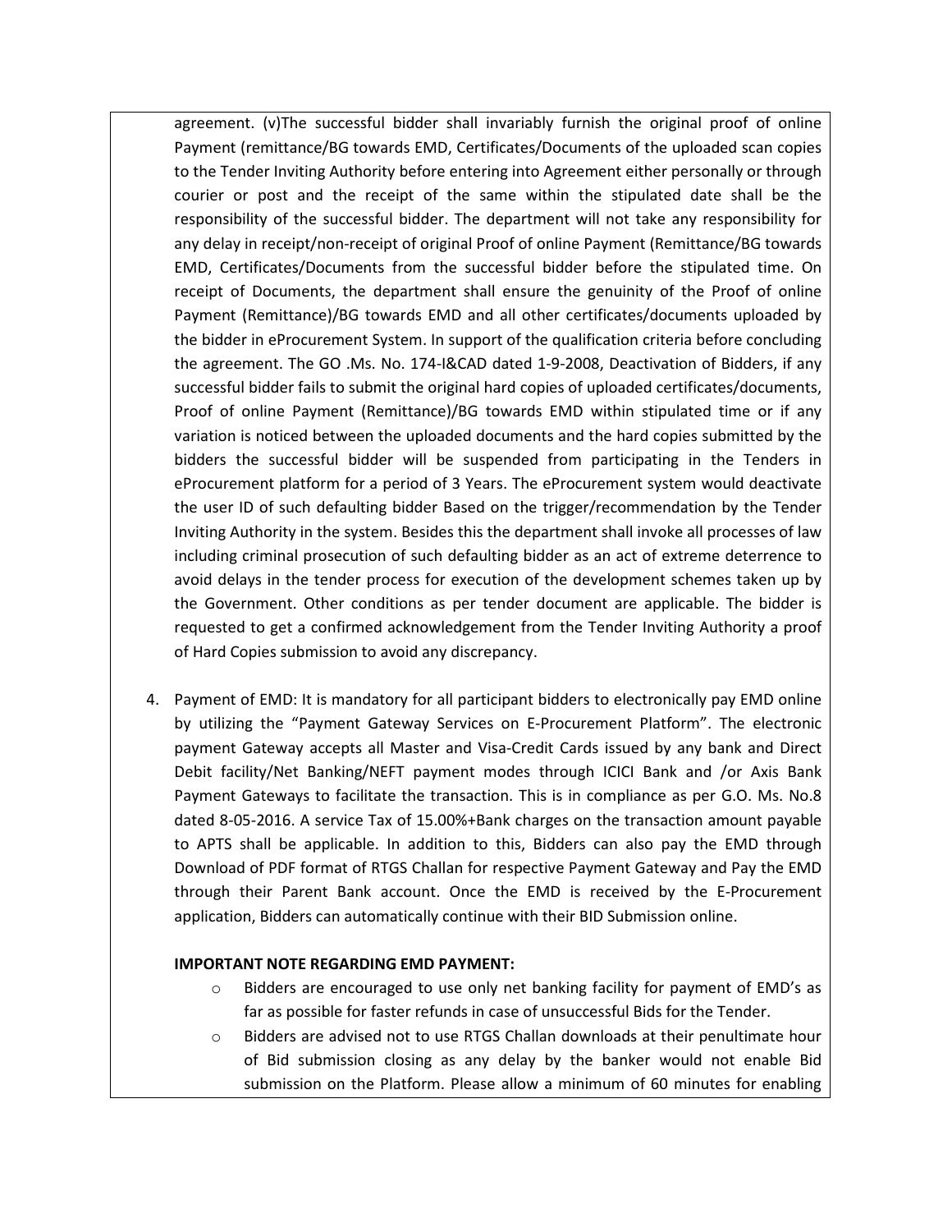agreement. (v)The successful bidder shall invariably furnish the original proof of online Payment (remittance/BG towards EMD, Certificates/Documents of the uploaded scan copies to the Tender Inviting Authority before entering into Agreement either personally or through courier or post and the receipt of the same within the stipulated date shall be the responsibility of the successful bidder. The department will not take any responsibility for any delay in receipt/non-receipt of original Proof of online Payment (Remittance/BG towards EMD, Certificates/Documents from the successful bidder before the stipulated time. On receipt of Documents, the department shall ensure the genuinity of the Proof of online Payment (Remittance)/BG towards EMD and all other certificates/documents uploaded by the bidder in eProcurement System. In support of the qualification criteria before concluding the agreement. The GO .Ms. No. 174-I&CAD dated 1-9-2008, Deactivation of Bidders, if any successful bidder fails to submit the original hard copies of uploaded certificates/documents, Proof of online Payment (Remittance)/BG towards EMD within stipulated time or if any variation is noticed between the uploaded documents and the hard copies submitted by the bidders the successful bidder will be suspended from participating in the Tenders in eProcurement platform for a period of 3 Years. The eProcurement system would deactivate the user ID of such defaulting bidder Based on the trigger/recommendation by the Tender Inviting Authority in the system. Besides this the department shall invoke all processes of law including criminal prosecution of such defaulting bidder as an act of extreme deterrence to avoid delays in the tender process for execution of the development schemes taken up by the Government. Other conditions as per tender document are applicable. The bidder is requested to get a confirmed acknowledgement from the Tender Inviting Authority a proof of Hard Copies submission to avoid any discrepancy.

4. Payment of EMD: It is mandatory for all participant bidders to electronically pay EMD online by utilizing the "Payment Gateway Services on E-Procurement Platform". The electronic payment Gateway accepts all Master and Visa-Credit Cards issued by any bank and Direct Debit facility/Net Banking/NEFT payment modes through ICICI Bank and /or Axis Bank Payment Gateways to facilitate the transaction. This is in compliance as per G.O. Ms. No.8 dated 8-05-2016. A service Tax of 15.00%+Bank charges on the transaction amount payable to APTS shall be applicable. In addition to this, Bidders can also pay the EMD through Download of PDF format of RTGS Challan for respective Payment Gateway and Pay the EMD through their Parent Bank account. Once the EMD is received by the E-Procurement application, Bidders can automatically continue with their BID Submission online.

   **IMPORTANT NOTE REGARDING EMD PAYMENT:**

   - Bidders are encouraged to use only net banking facility for payment of EMD's as far as possible for faster refunds in case of unsuccessful Bids for the Tender.
   - Bidders are advised not to use RTGS Challan downloads at their penultimate hour of Bid submission closing as any delay by the banker would not enable Bid submission on the Platform. Please allow a minimum of 60 minutes for enabling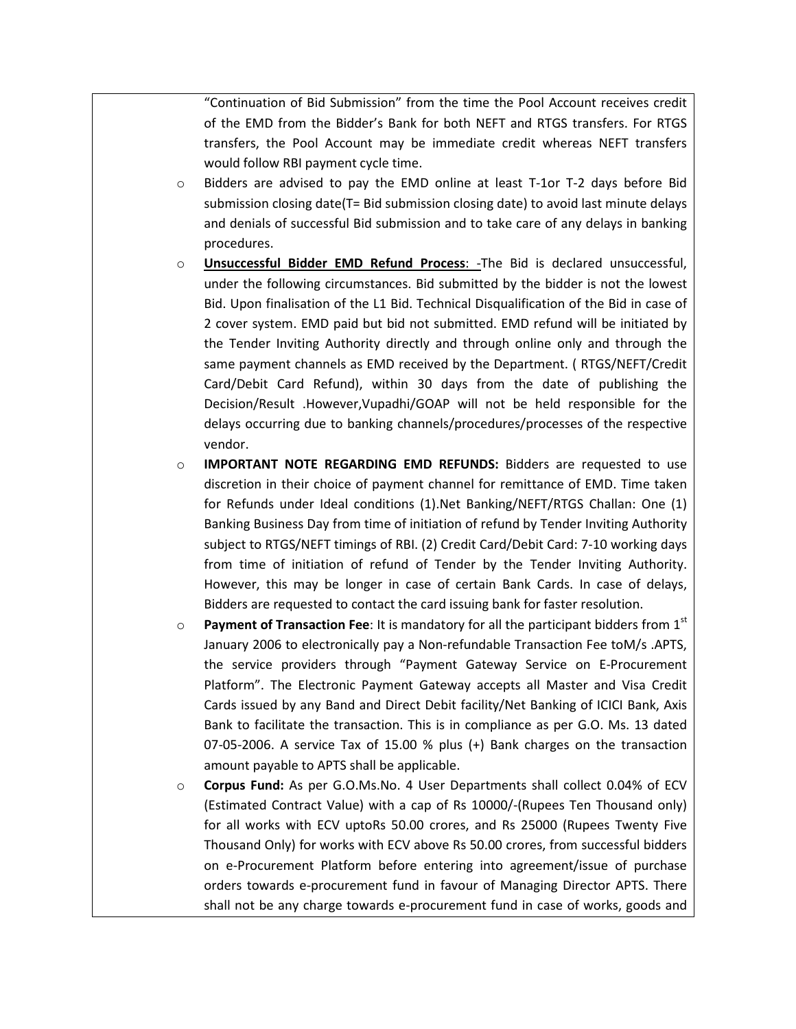"Continuation of Bid Submission" from the time the Pool Account receives credit of the EMD from the Bidder's Bank for both NEFT and RTGS transfers. For RTGS transfers, the Pool Account may be immediate credit whereas NEFT transfers would follow RBI payment cycle time.

- Bidders are advised to pay the EMD online at least T-1or T-2 days before Bid submission closing date(T= Bid submission closing date) to avoid last minute delays and denials of successful Bid submission and to take care of any delays in banking procedures.
- **Unsuccessful Bidder EMD Refund Process**: -The Bid is declared unsuccessful, under the following circumstances. Bid submitted by the bidder is not the lowest Bid. Upon finalisation of the L1 Bid. Technical Disqualification of the Bid in case of 2 cover system. EMD paid but bid not submitted. EMD refund will be initiated by the Tender Inviting Authority directly and through online only and through the same payment channels as EMD received by the Department. ( RTGS/NEFT/Credit Card/Debit Card Refund), within 30 days from the date of publishing the Decision/Result .However,Vupadhi/GOAP will not be held responsible for the delays occurring due to banking channels/procedures/processes of the respective vendor.
- **IMPORTANT NOTE REGARDING EMD REFUNDS:** Bidders are requested to use discretion in their choice of payment channel for remittance of EMD. Time taken for Refunds under Ideal conditions (1).Net Banking/NEFT/RTGS Challan: One (1) Banking Business Day from time of initiation of refund by Tender Inviting Authority subject to RTGS/NEFT timings of RBI. (2) Credit Card/Debit Card: 7-10 working days from time of initiation of refund of Tender by the Tender Inviting Authority. However, this may be longer in case of certain Bank Cards. In case of delays, Bidders are requested to contact the card issuing bank for faster resolution.
- **Payment of Transaction Fee**: It is mandatory for all the participant bidders from 1st January 2006 to electronically pay a Non-refundable Transaction Fee toM/s .APTS, the service providers through "Payment Gateway Service on E-Procurement Platform". The Electronic Payment Gateway accepts all Master and Visa Credit Cards issued by any Band and Direct Debit facility/Net Banking of ICICI Bank, Axis Bank to facilitate the transaction. This is in compliance as per G.O. Ms. 13 dated 07-05-2006. A service Tax of 15.00 % plus (+) Bank charges on the transaction amount payable to APTS shall be applicable.
- **Corpus Fund:** As per G.O.Ms.No. 4 User Departments shall collect 0.04% of ECV (Estimated Contract Value) with a cap of Rs 10000/-(Rupees Ten Thousand only) for all works with ECV uptoRs 50.00 crores, and Rs 25000 (Rupees Twenty Five Thousand Only) for works with ECV above Rs 50.00 crores, from successful bidders on e-Procurement Platform before entering into agreement/issue of purchase orders towards e-procurement fund in favour of Managing Director APTS. There shall not be any charge towards e-procurement fund in case of works, goods and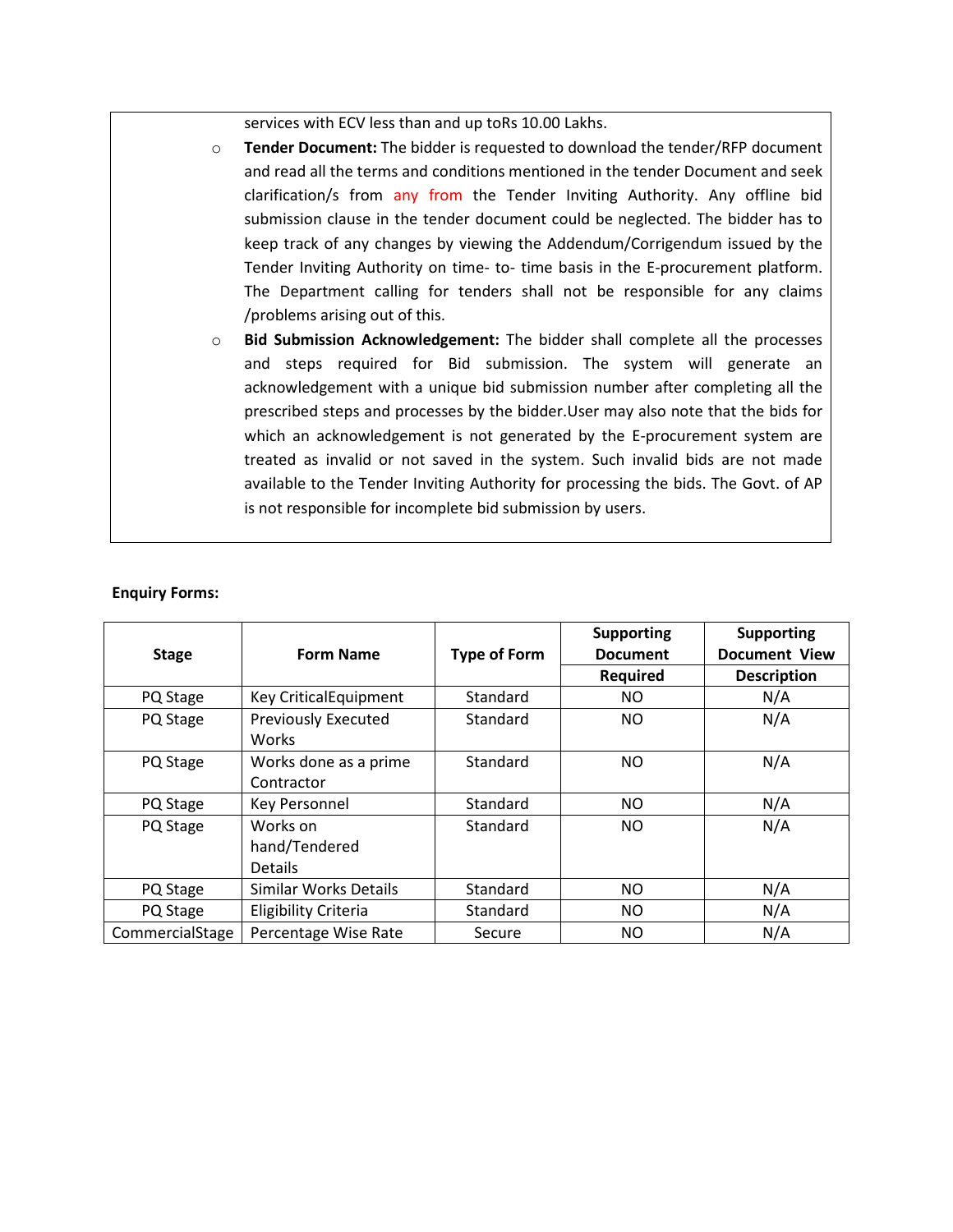services with ECV less than and up toRs 10.00 Lakhs.

- **Tender Document:** The bidder is requested to download the tender/RFP document and read all the terms and conditions mentioned in the tender Document and seek clarification/s from any from the Tender Inviting Authority. Any offline bid submission clause in the tender document could be neglected. The bidder has to keep track of any changes by viewing the Addendum/Corrigendum issued by the Tender Inviting Authority on time- to- time basis in the E-procurement platform. The Department calling for tenders shall not be responsible for any claims /problems arising out of this.
- **Bid Submission Acknowledgement:** The bidder shall complete all the processes and steps required for Bid submission. The system will generate an acknowledgement with a unique bid submission number after completing all the prescribed steps and processes by the bidder.User may also note that the bids for which an acknowledgement is not generated by the E-procurement system are treated as invalid or not saved in the system. Such invalid bids are not made available to the Tender Inviting Authority for processing the bids. The Govt. of AP is not responsible for incomplete bid submission by users.

**Enquiry Forms:**

| Stage | Form Name | Type of Form | Supporting Document Required | Supporting Document View Description |
|---|---|---|---|---|
| PQ Stage | Key CriticalEquipment | Standard | NO | N/A |
| PQ Stage | Previously Executed Works | Standard | NO | N/A |
| PQ Stage | Works done as a prime Contractor | Standard | NO | N/A |
| PQ Stage | Key Personnel | Standard | NO | N/A |
| PQ Stage | Works on hand/Tendered Details | Standard | NO | N/A |
| PQ Stage | Similar Works Details | Standard | NO | N/A |
| PQ Stage | Eligibility Criteria | Standard | NO | N/A |
| CommercialStage | Percentage Wise Rate | Secure | NO | N/A |